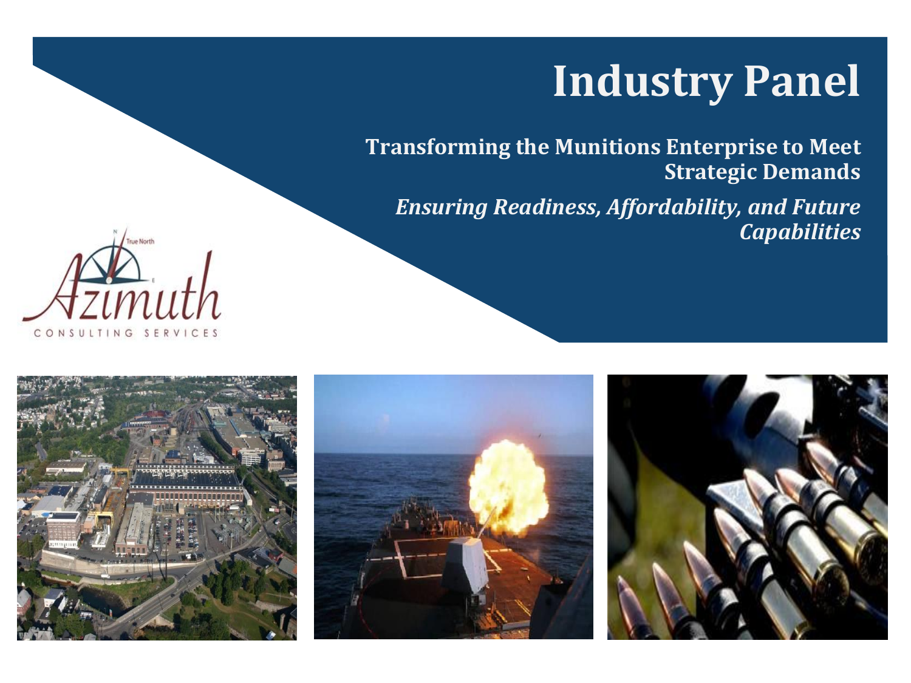# Industry Panel

**Transforming the Munitions Enterprise to Meet Strategic Demands**

***Ensuring Readiness, Affordability, and Future Capabilities***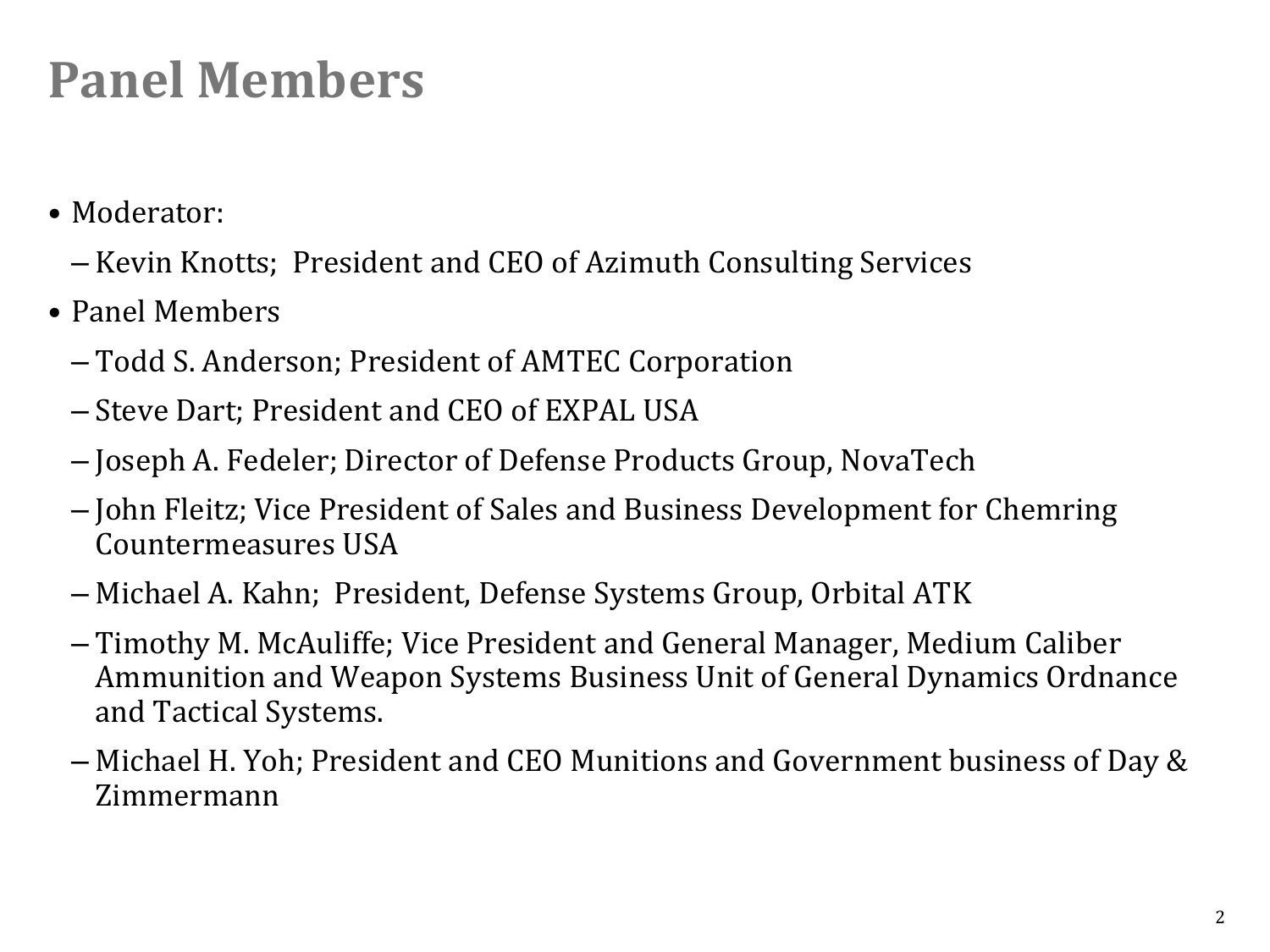# Panel Members

- Moderator:
  - Kevin Knotts; President and CEO of Azimuth Consulting Services
- Panel Members
  - Todd S. Anderson; President of AMTEC Corporation
  - Steve Dart; President and CEO of EXPAL USA
  - Joseph A. Fedeler; Director of Defense Products Group, NovaTech
  - John Fleitz; Vice President of Sales and Business Development for Chemring Countermeasures USA
  - Michael A. Kahn; President, Defense Systems Group, Orbital ATK
  - Timothy M. McAuliffe; Vice President and General Manager, Medium Caliber Ammunition and Weapon Systems Business Unit of General Dynamics Ordnance and Tactical Systems.
  - Michael H. Yoh; President and CEO Munitions and Government business of Day & Zimmermann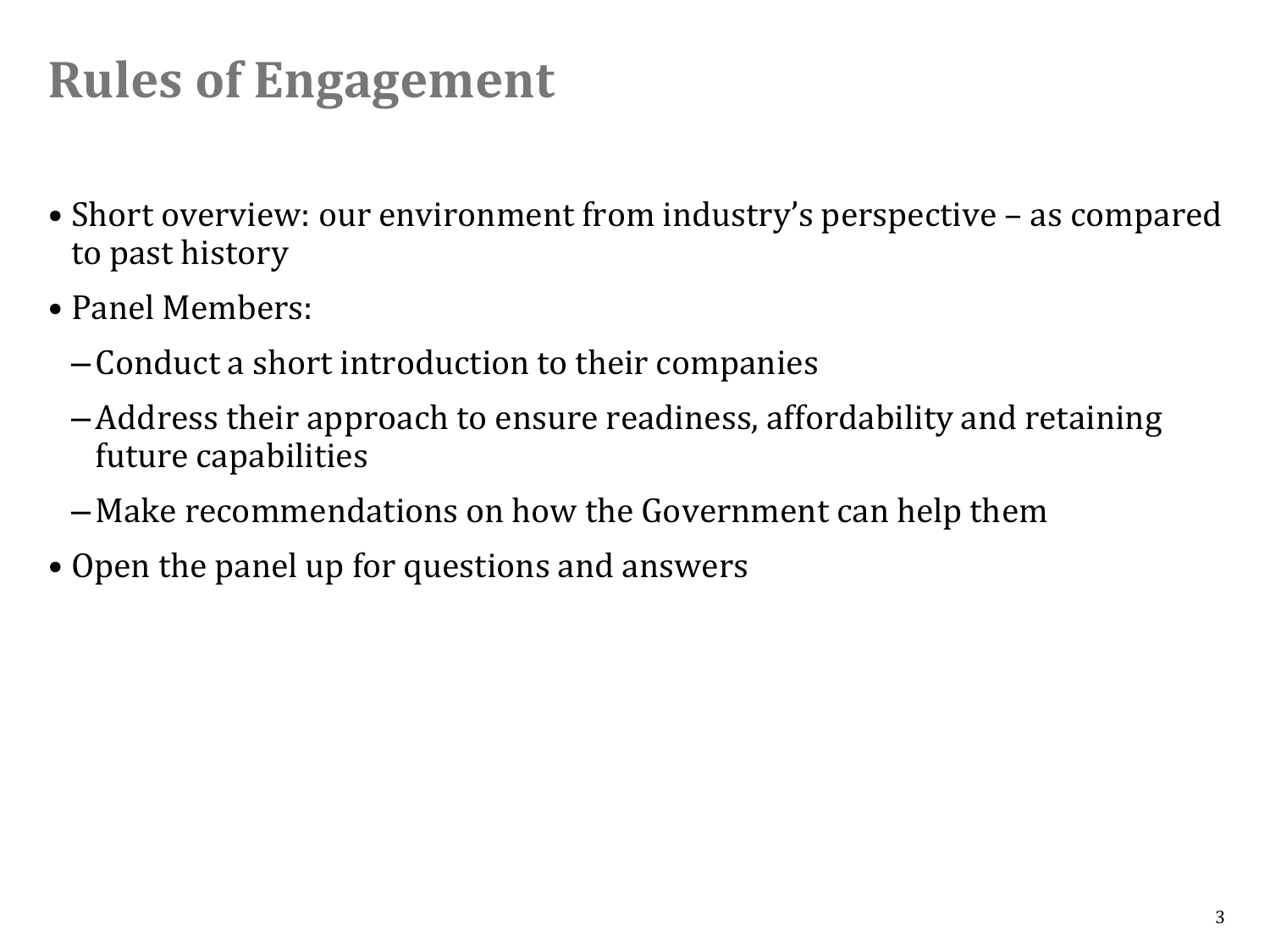# Rules of Engagement

- Short overview: our environment from industry's perspective – as compared to past history
- Panel Members:
  - Conduct a short introduction to their companies
  - Address their approach to ensure readiness, affordability and retaining future capabilities
  - Make recommendations on how the Government can help them
- Open the panel up for questions and answers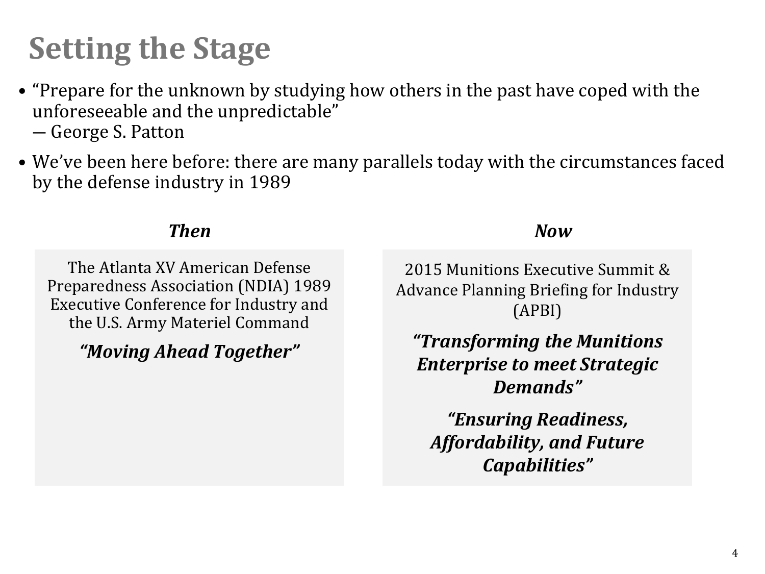# Setting the Stage

- "Prepare for the unknown by studying how others in the past have coped with the unforeseeable and the unpredictable"
  — George S. Patton
- We've been here before: there are many parallels today with the circumstances faced by the defense industry in 1989

| ***Then*** | ***Now*** |
| --- | --- |
| The Atlanta XV American Defense Preparedness Association (NDIA) 1989 Executive Conference for Industry and the U.S. Army Materiel Command<br><br>***"Moving Ahead Together"*** | 2015 Munitions Executive Summit & Advance Planning Briefing for Industry (APBI)<br><br>***"Transforming the Munitions Enterprise to meet Strategic Demands"***<br><br>***"Ensuring Readiness, Affordability, and Future Capabilities"*** |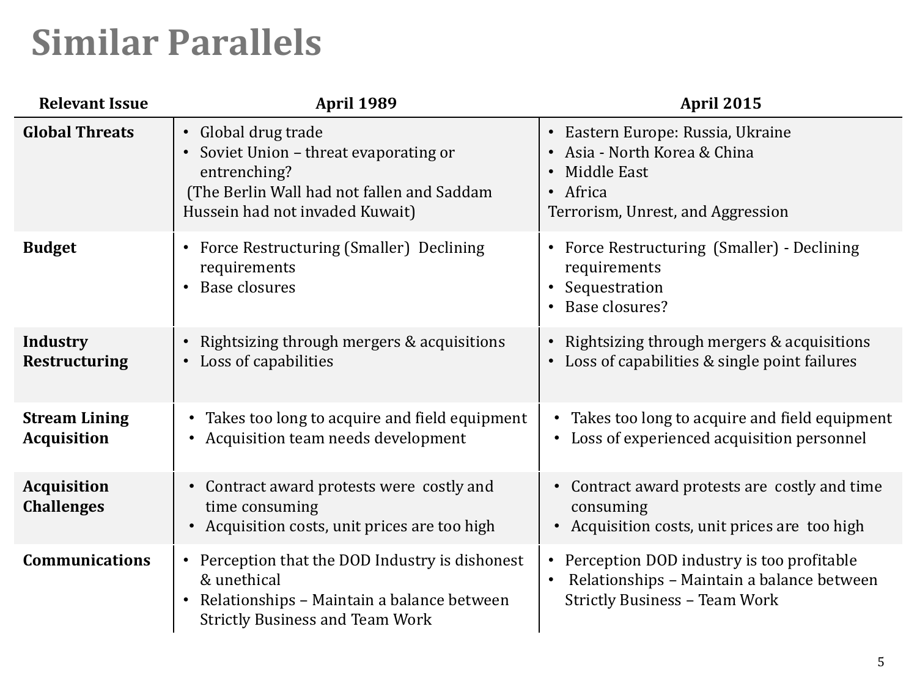# Similar Parallels

| Relevant Issue | April 1989 | April 2015 |
| --- | --- | --- |
| **Global Threats** | • Global drug trade<br>• Soviet Union – threat evaporating or entrenching?<br>(The Berlin Wall had not fallen and Saddam Hussein had not invaded Kuwait) | • Eastern Europe: Russia, Ukraine<br>• Asia - North Korea & China<br>• Middle East<br>• Africa<br>Terrorism, Unrest, and Aggression |
| **Budget** | • Force Restructuring (Smaller) Declining requirements<br>• Base closures | • Force Restructuring (Smaller) - Declining requirements<br>• Sequestration<br>• Base closures? |
| **Industry Restructuring** | • Rightsizing through mergers & acquisitions<br>• Loss of capabilities | • Rightsizing through mergers & acquisitions<br>• Loss of capabilities & single point failures |
| **Stream Lining Acquisition** | • Takes too long to acquire and field equipment<br>• Acquisition team needs development | • Takes too long to acquire and field equipment<br>• Loss of experienced acquisition personnel |
| **Acquisition Challenges** | • Contract award protests were costly and time consuming<br>• Acquisition costs, unit prices are too high | • Contract award protests are costly and time consuming<br>• Acquisition costs, unit prices are too high |
| **Communications** | • Perception that the DOD Industry is dishonest & unethical<br>• Relationships – Maintain a balance between Strictly Business and Team Work | • Perception DOD industry is too profitable<br>• Relationships – Maintain a balance between Strictly Business – Team Work |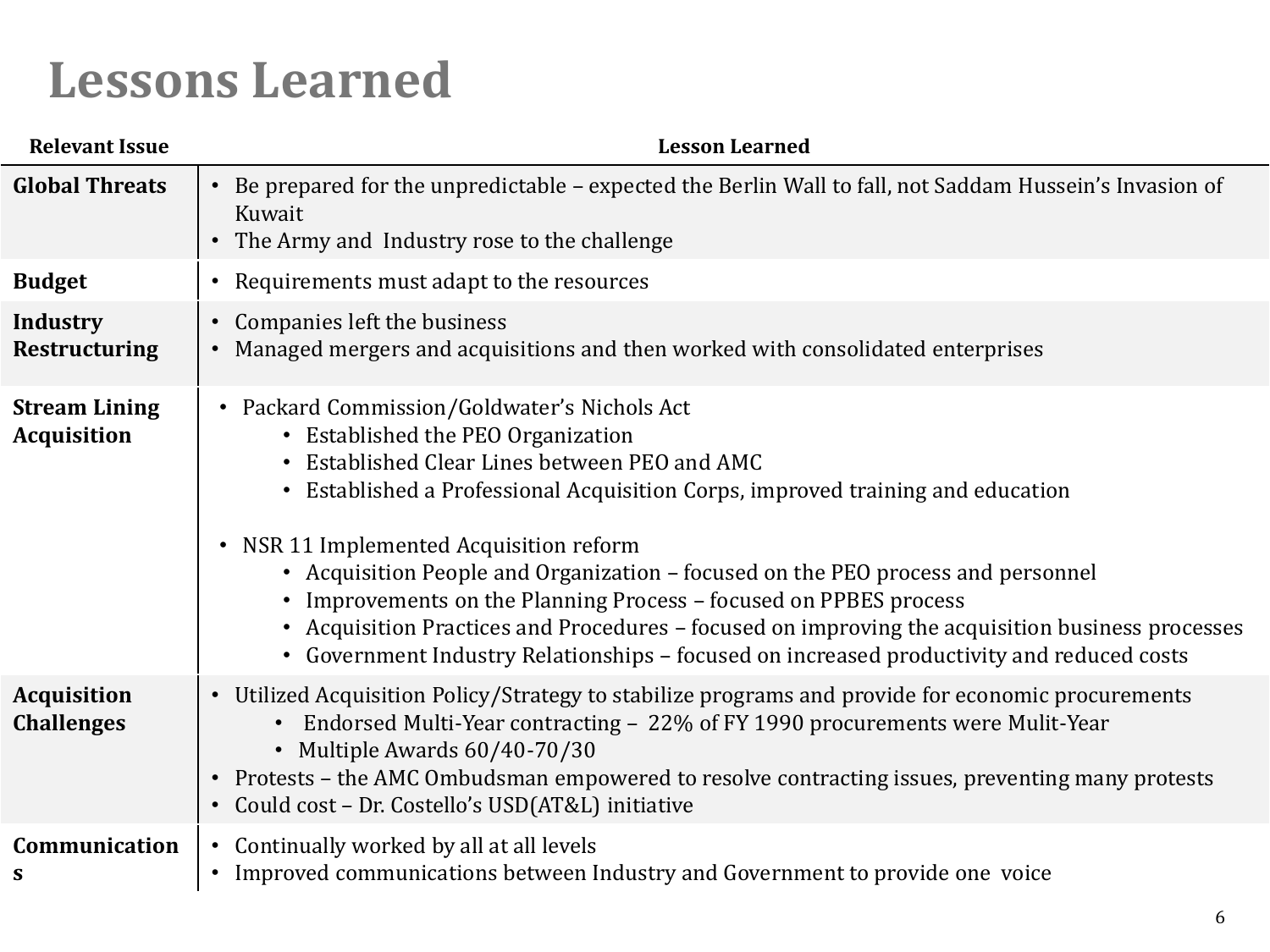# Lessons Learned

| Relevant Issue | Lesson Learned |
|---|---|
| **Global Threats** | • Be prepared for the unpredictable – expected the Berlin Wall to fall, not Saddam Hussein's Invasion of Kuwait<br>• The Army and Industry rose to the challenge |
| **Budget** | • Requirements must adapt to the resources |
| **Industry Restructuring** | • Companies left the business<br>• Managed mergers and acquisitions and then worked with consolidated enterprises |
| **Stream Lining Acquisition** | • Packard Commission/Goldwater's Nichols Act<br>&nbsp;&nbsp;&nbsp;&nbsp;• Established the PEO Organization<br>&nbsp;&nbsp;&nbsp;&nbsp;• Established Clear Lines between PEO and AMC<br>&nbsp;&nbsp;&nbsp;&nbsp;• Established a Professional Acquisition Corps, improved training and education<br><br>• NSR 11 Implemented Acquisition reform<br>&nbsp;&nbsp;&nbsp;&nbsp;• Acquisition People and Organization – focused on the PEO process and personnel<br>&nbsp;&nbsp;&nbsp;&nbsp;• Improvements on the Planning Process – focused on PPBES process<br>&nbsp;&nbsp;&nbsp;&nbsp;• Acquisition Practices and Procedures – focused on improving the acquisition business processes<br>&nbsp;&nbsp;&nbsp;&nbsp;• Government Industry Relationships – focused on increased productivity and reduced costs |
| **Acquisition Challenges** | • Utilized Acquisition Policy/Strategy to stabilize programs and provide for economic procurements<br>&nbsp;&nbsp;&nbsp;&nbsp;• Endorsed Multi-Year contracting – 22% of FY 1990 procurements were Mulit-Year<br>&nbsp;&nbsp;&nbsp;&nbsp;• Multiple Awards 60/40-70/30<br>• Protests – the AMC Ombudsman empowered to resolve contracting issues, preventing many protests<br>• Could cost – Dr. Costello's USD(AT&L) initiative |
| **Communications** | • Continually worked by all at all levels<br>• Improved communications between Industry and Government to provide one voice |